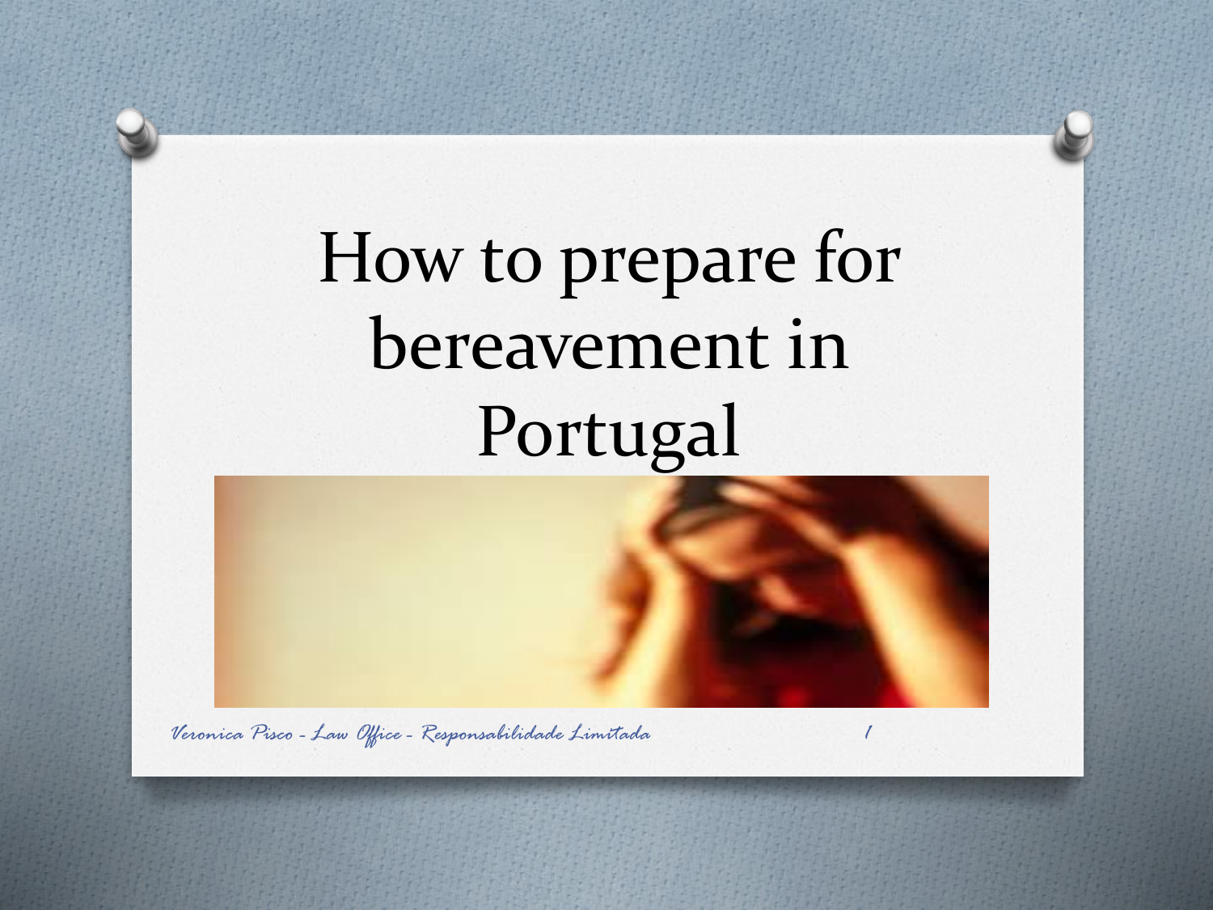# How to prepare for bereavement in Portugal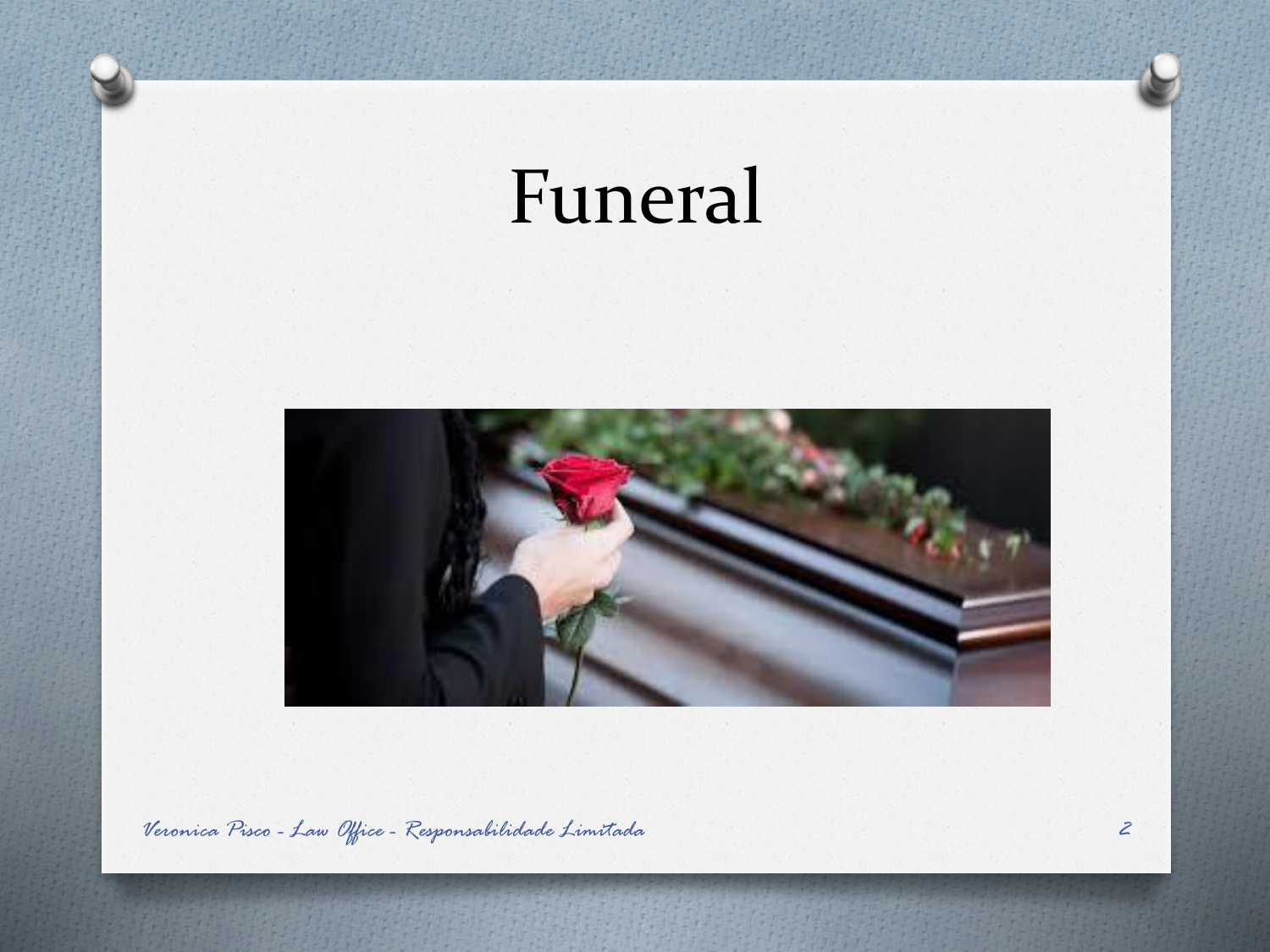# Funeral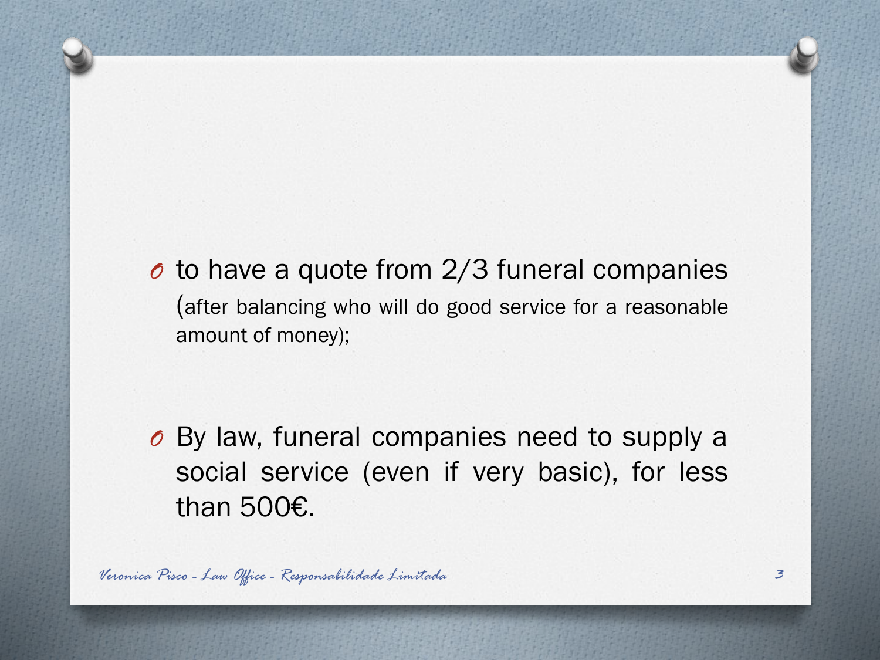- to have a quote from 2/3 funeral companies (after balancing who will do good service for a reasonable amount of money);

- By law, funeral companies need to supply a social service (even if very basic), for less than 500€.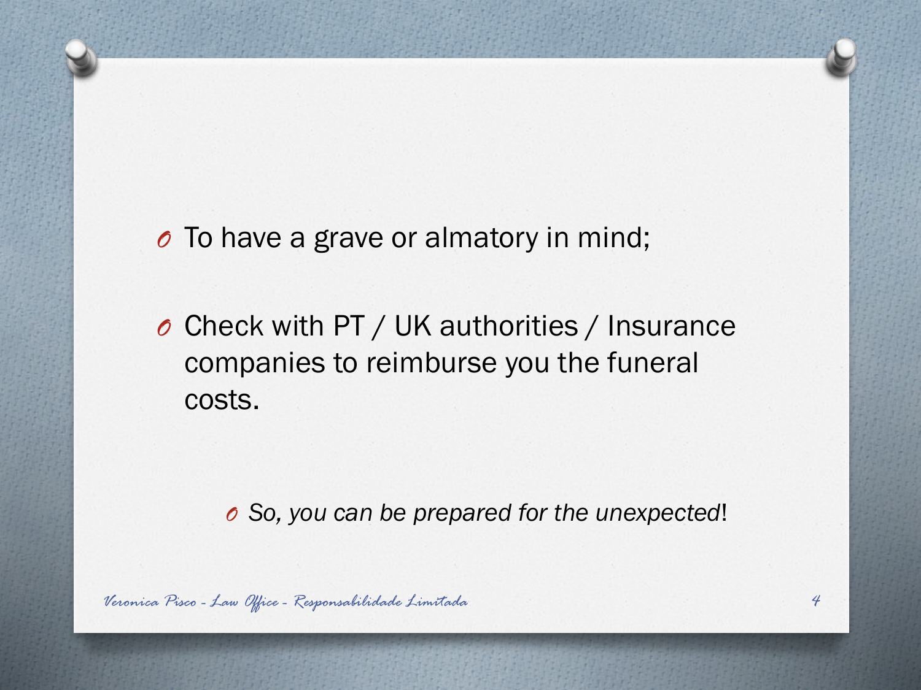- To have a grave or almatory in mind;

- Check with PT / UK authorities / Insurance companies to reimburse you the funeral costs.

  - *So, you can be prepared for the unexpected*!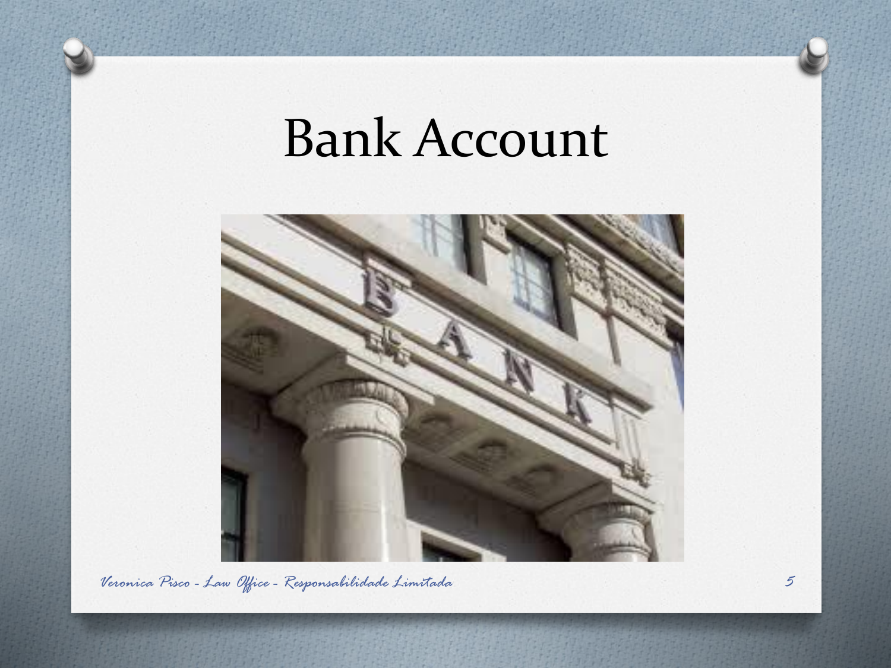# Bank Account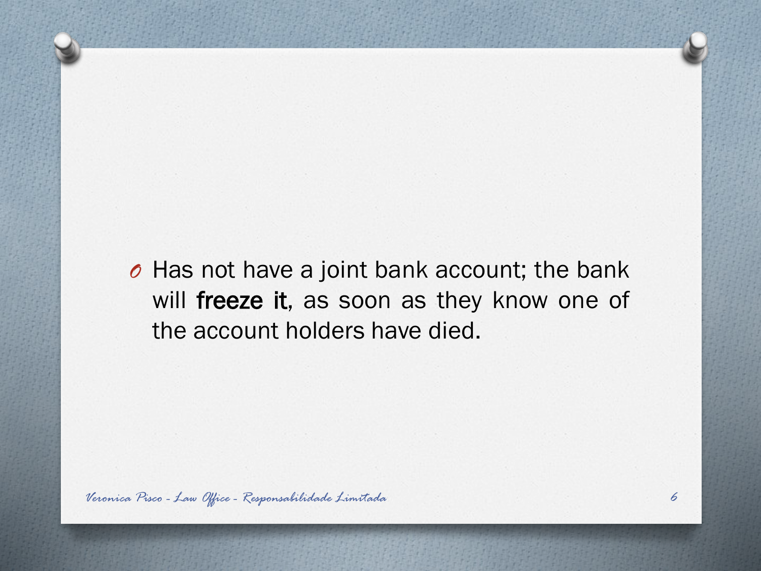- Has not have a joint bank account; the bank will **freeze it**, as soon as they know one of the account holders have died.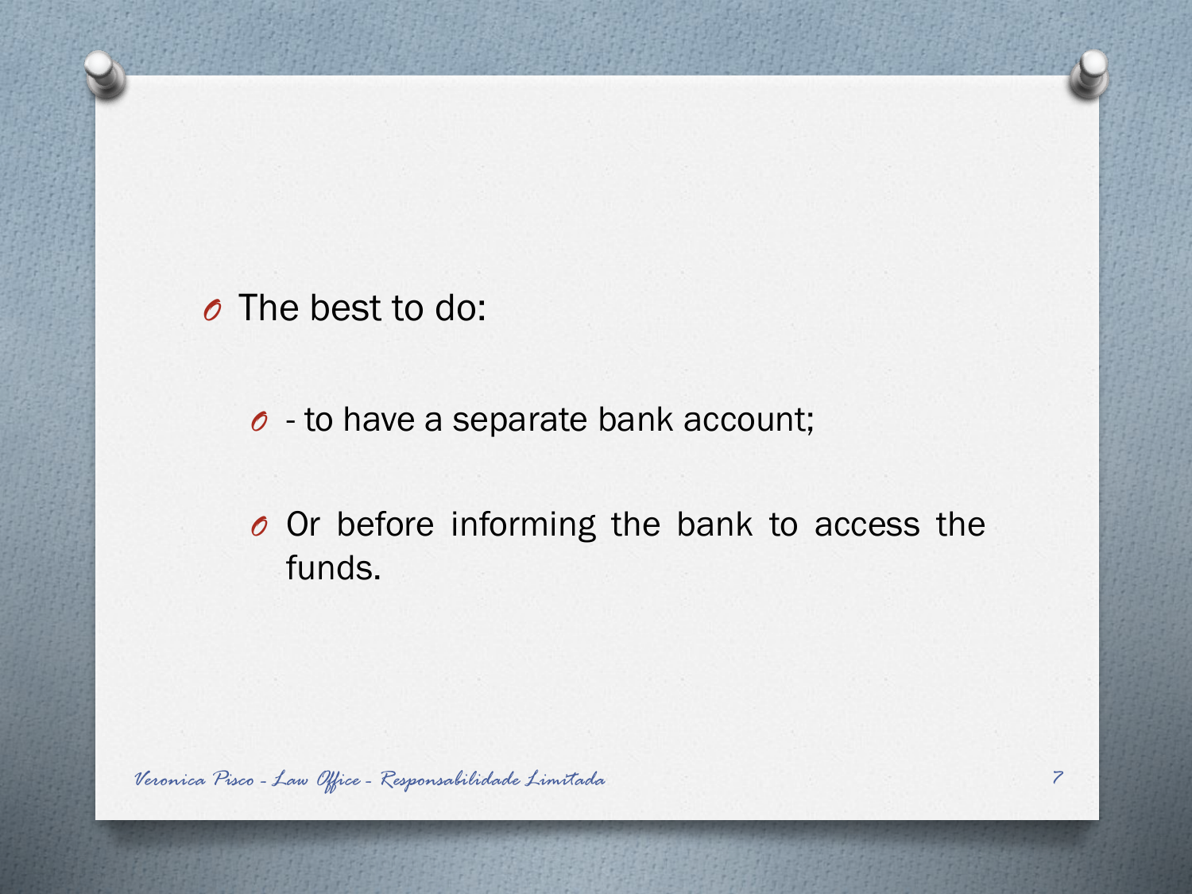- The best to do:
  - - to have a separate bank account;
  - Or before informing the bank to access the funds.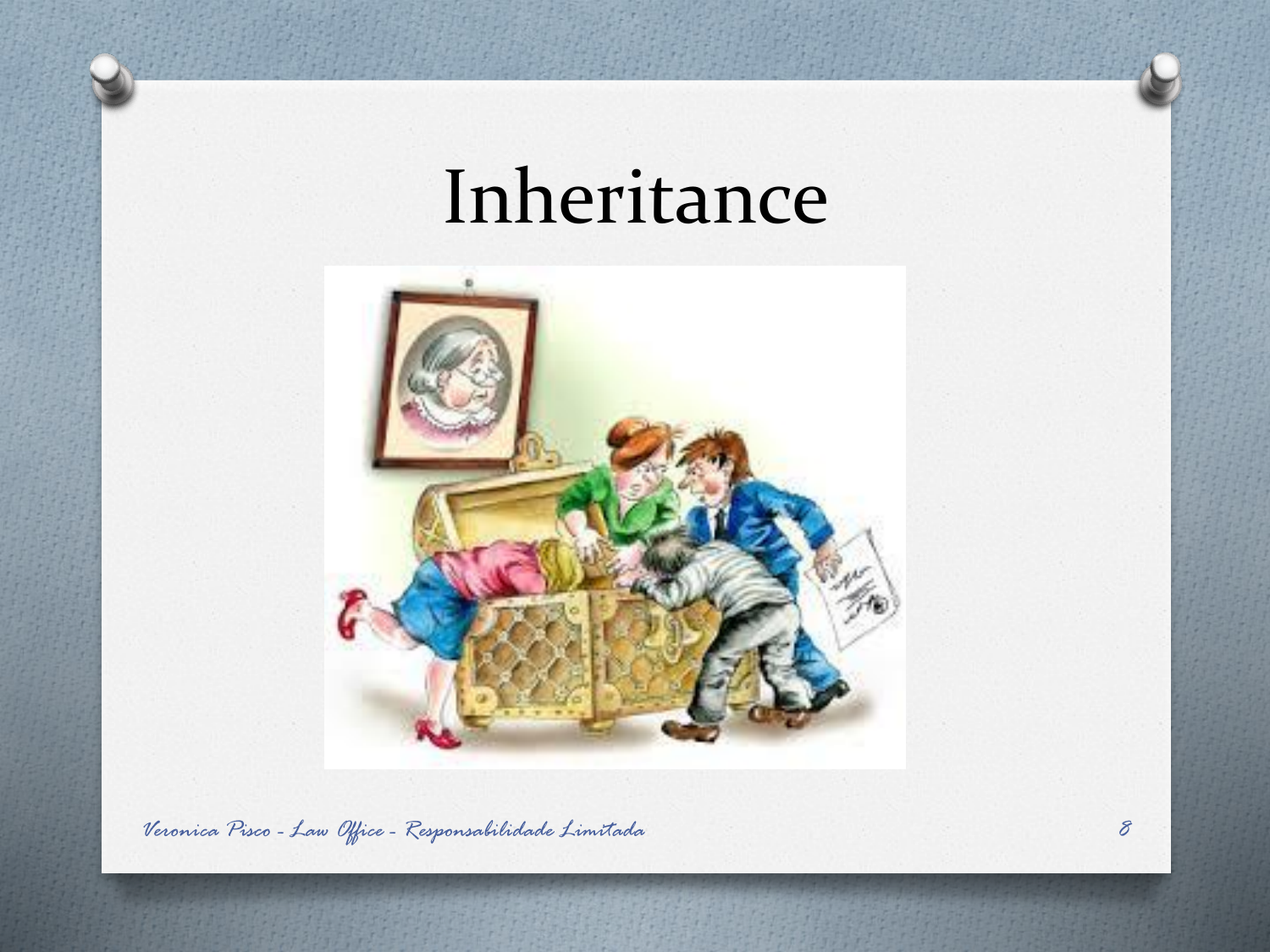# Inheritance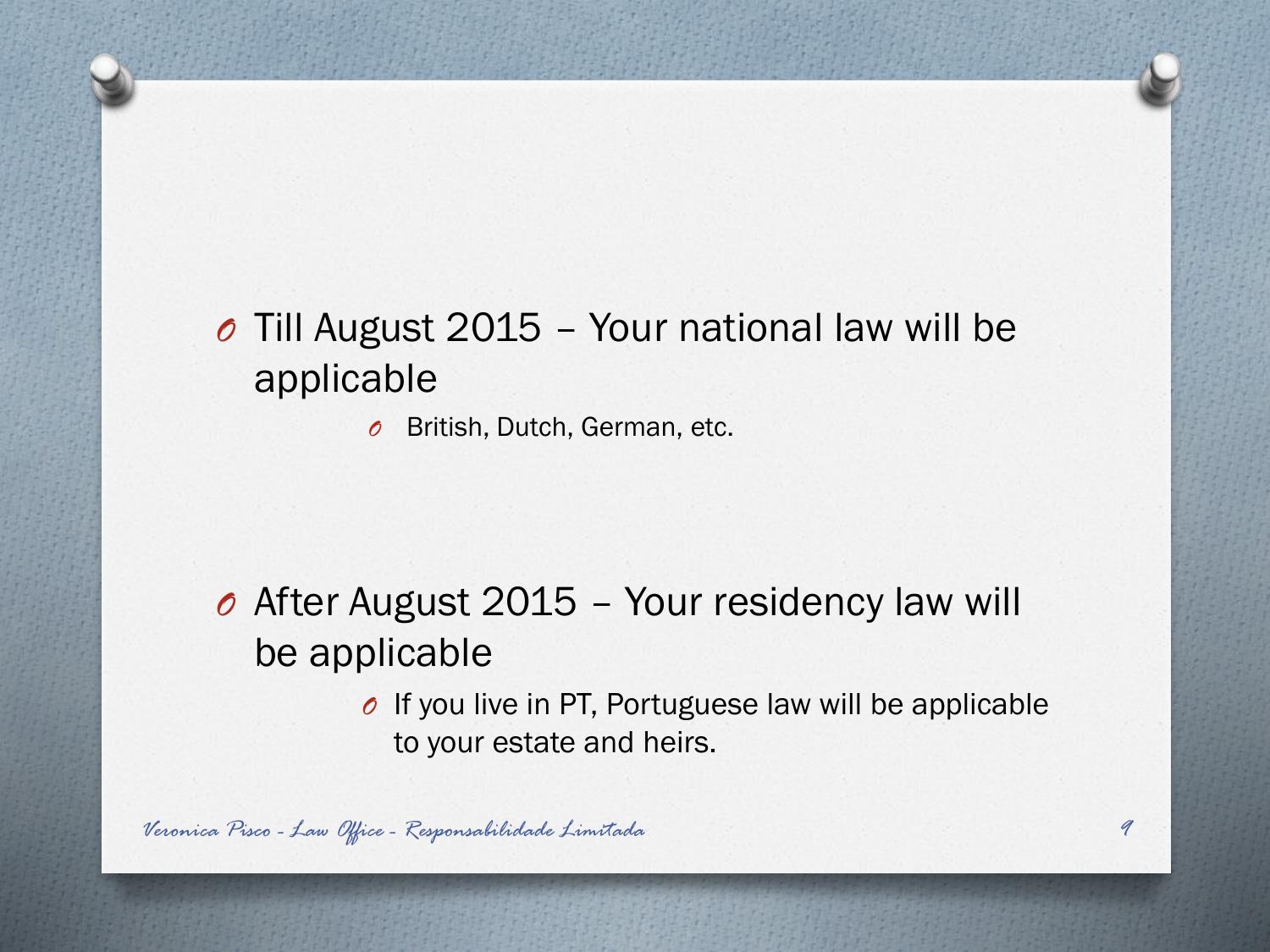- Till August 2015 – Your national law will be applicable
  - British, Dutch, German, etc.

- After August 2015 – Your residency law will be applicable
  - If you live in PT, Portuguese law will be applicable to your estate and heirs.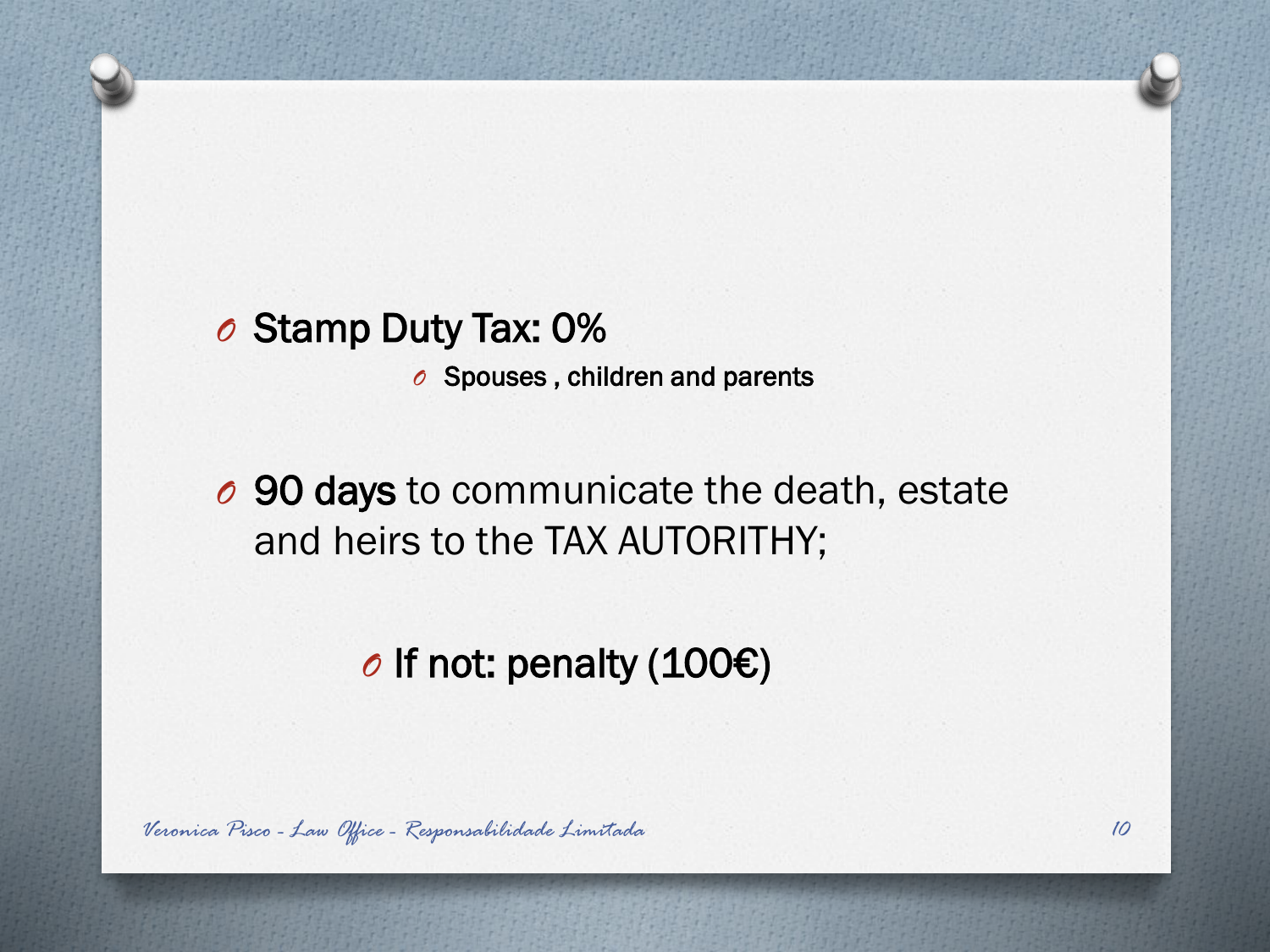- Stamp Duty Tax: 0%
    - Spouses , children and parents

- **90 days** to communicate the death, estate and heirs to the TAX AUTORITHY;

    - If not: penalty (100€)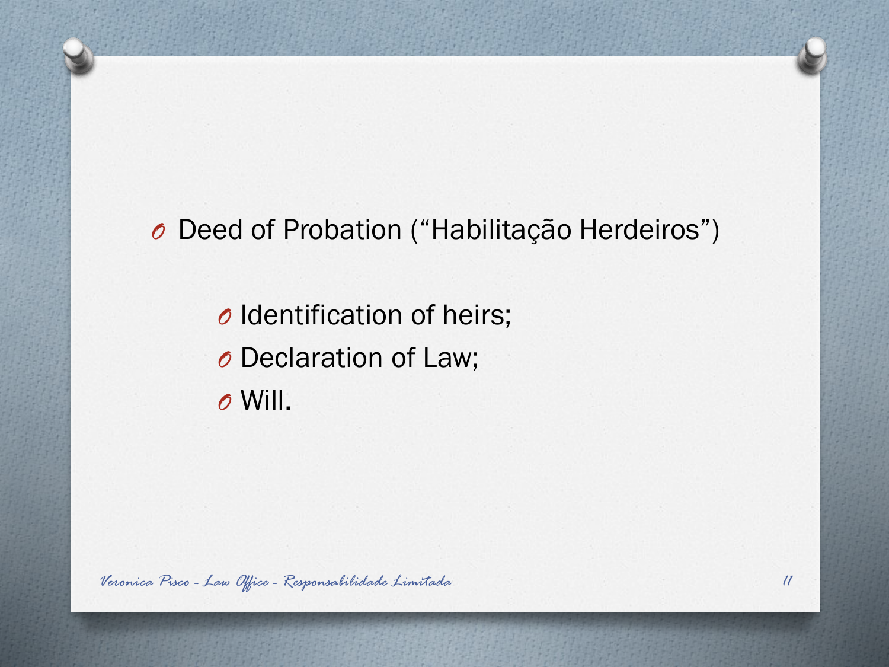- Deed of Probation (“Habilitação Herdeiros”)
  - Identification of heirs;
  - Declaration of Law;
  - Will.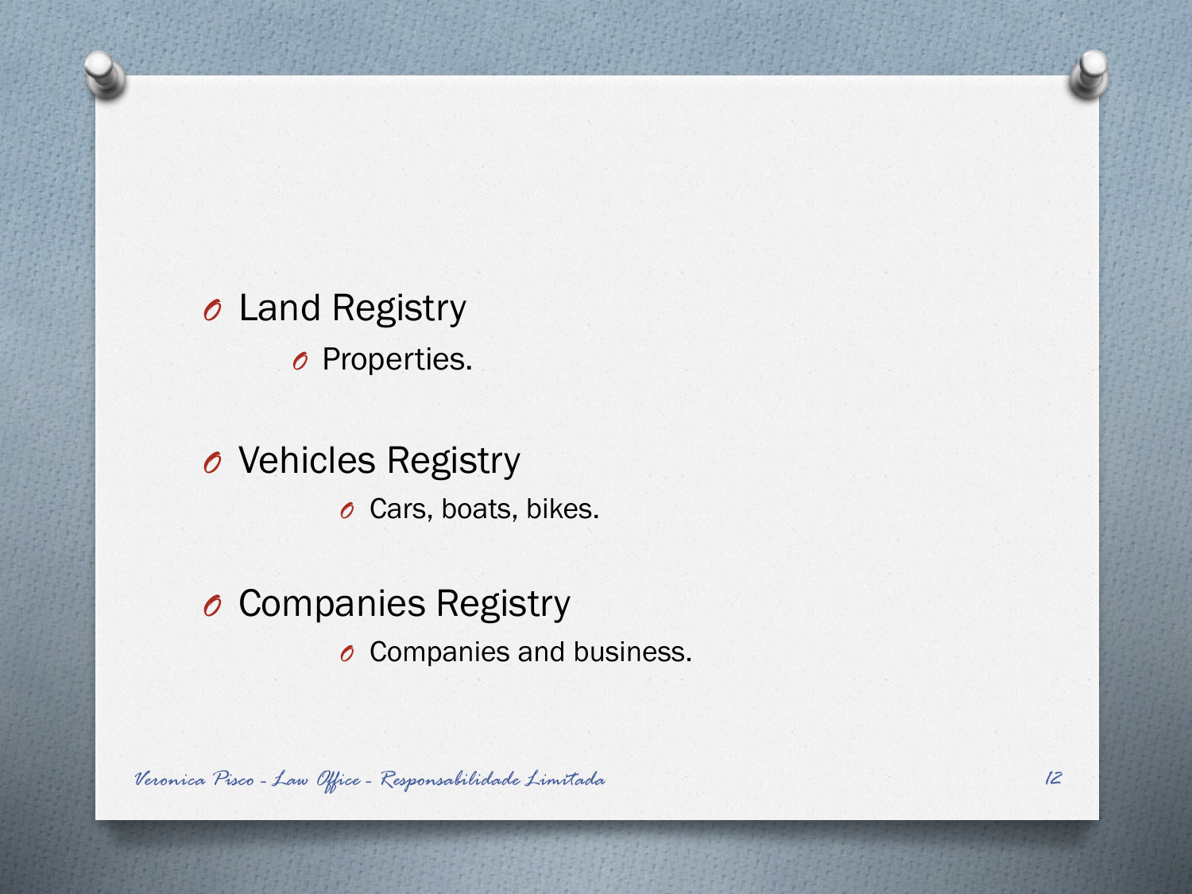- Land Registry
  - Properties.

- Vehicles Registry
  - Cars, boats, bikes.

- Companies Registry
  - Companies and business.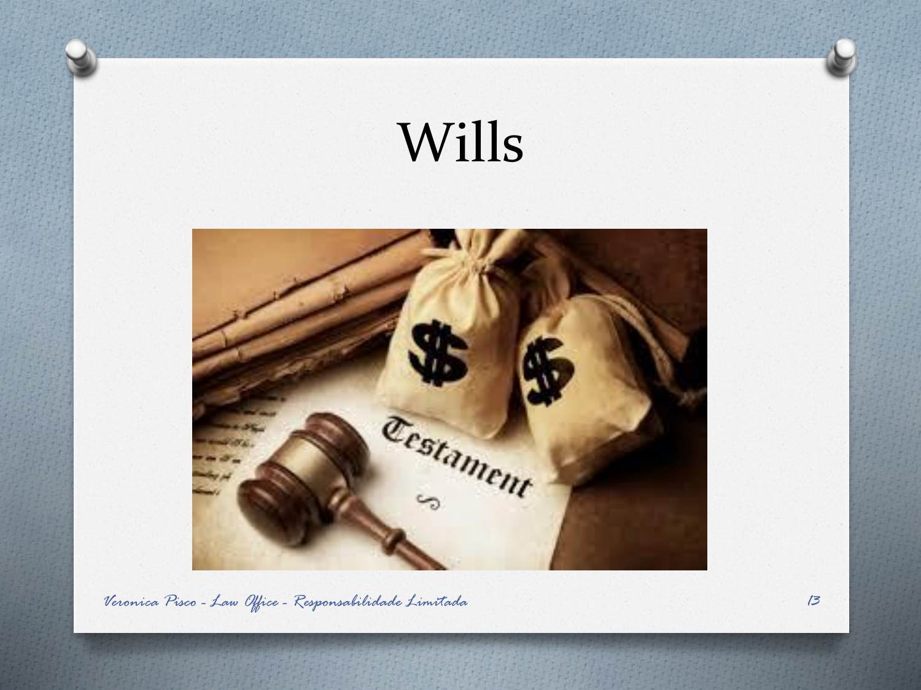# Wills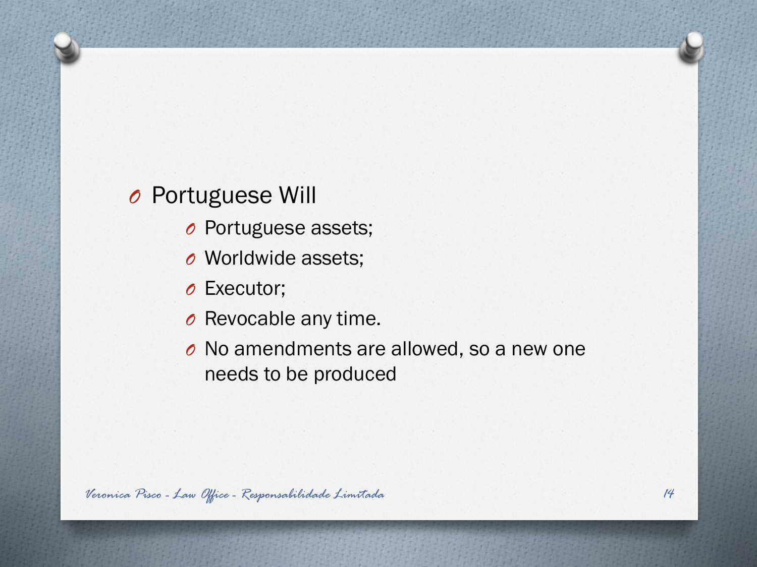- Portuguese Will
  - Portuguese assets;
  - Worldwide assets;
  - Executor;
  - Revocable any time.
  - No amendments are allowed, so a new one needs to be produced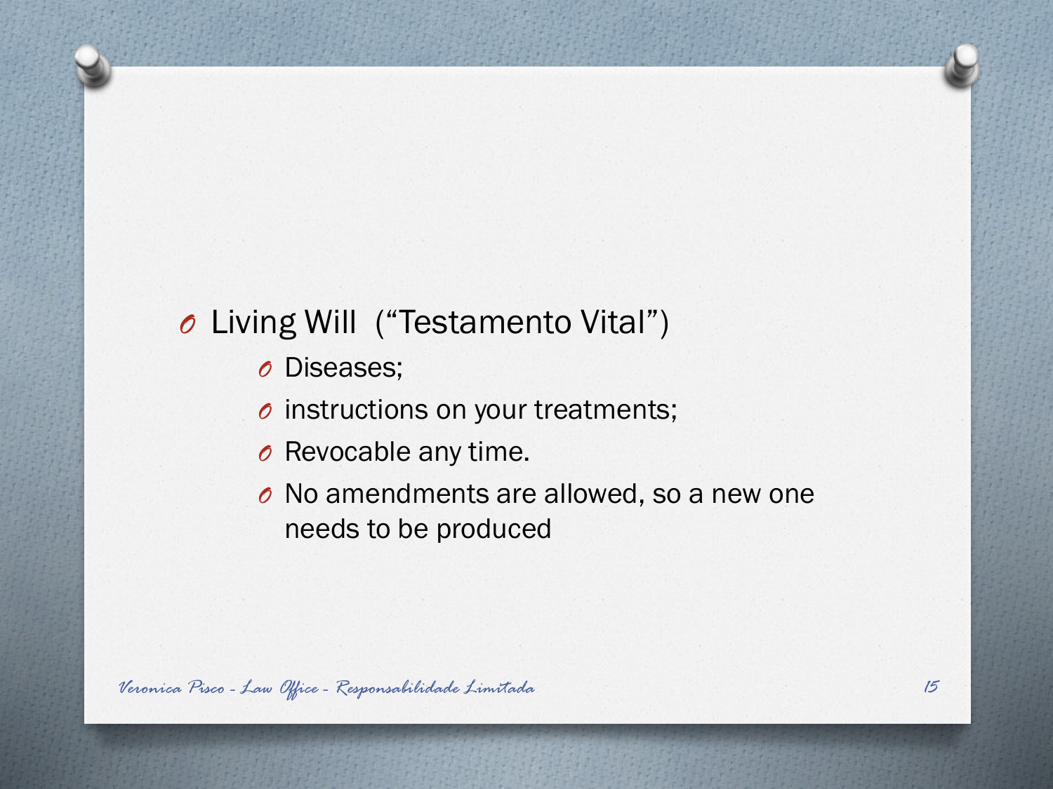- Living Will ("Testamento Vital")
  - Diseases;
  - instructions on your treatments;
  - Revocable any time.
  - No amendments are allowed, so a new one needs to be produced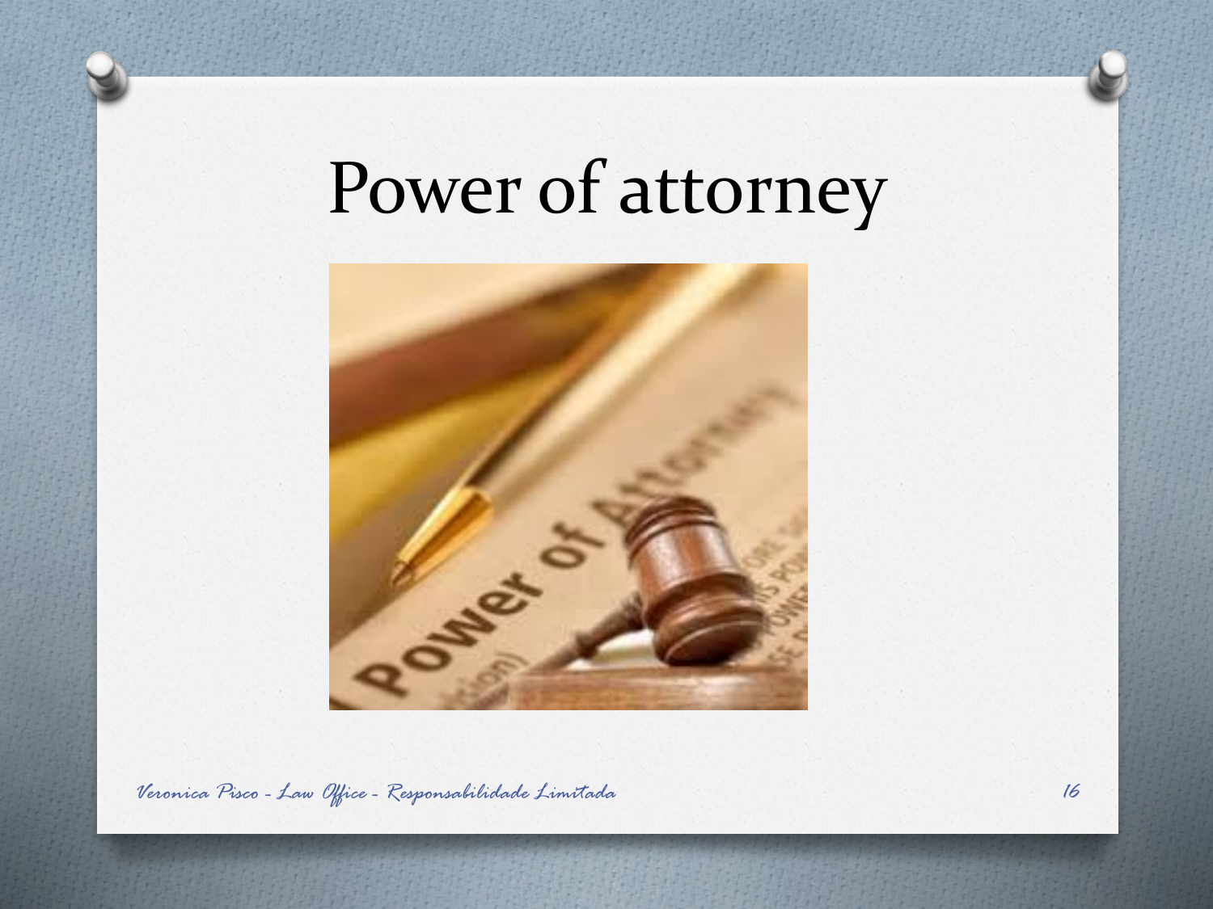# Power of attorney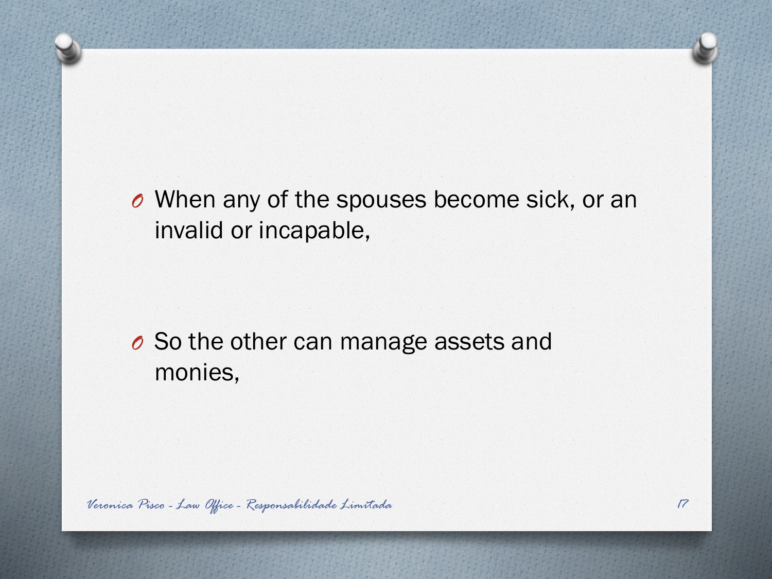- When any of the spouses become sick, or an invalid or incapable,
- So the other can manage assets and monies,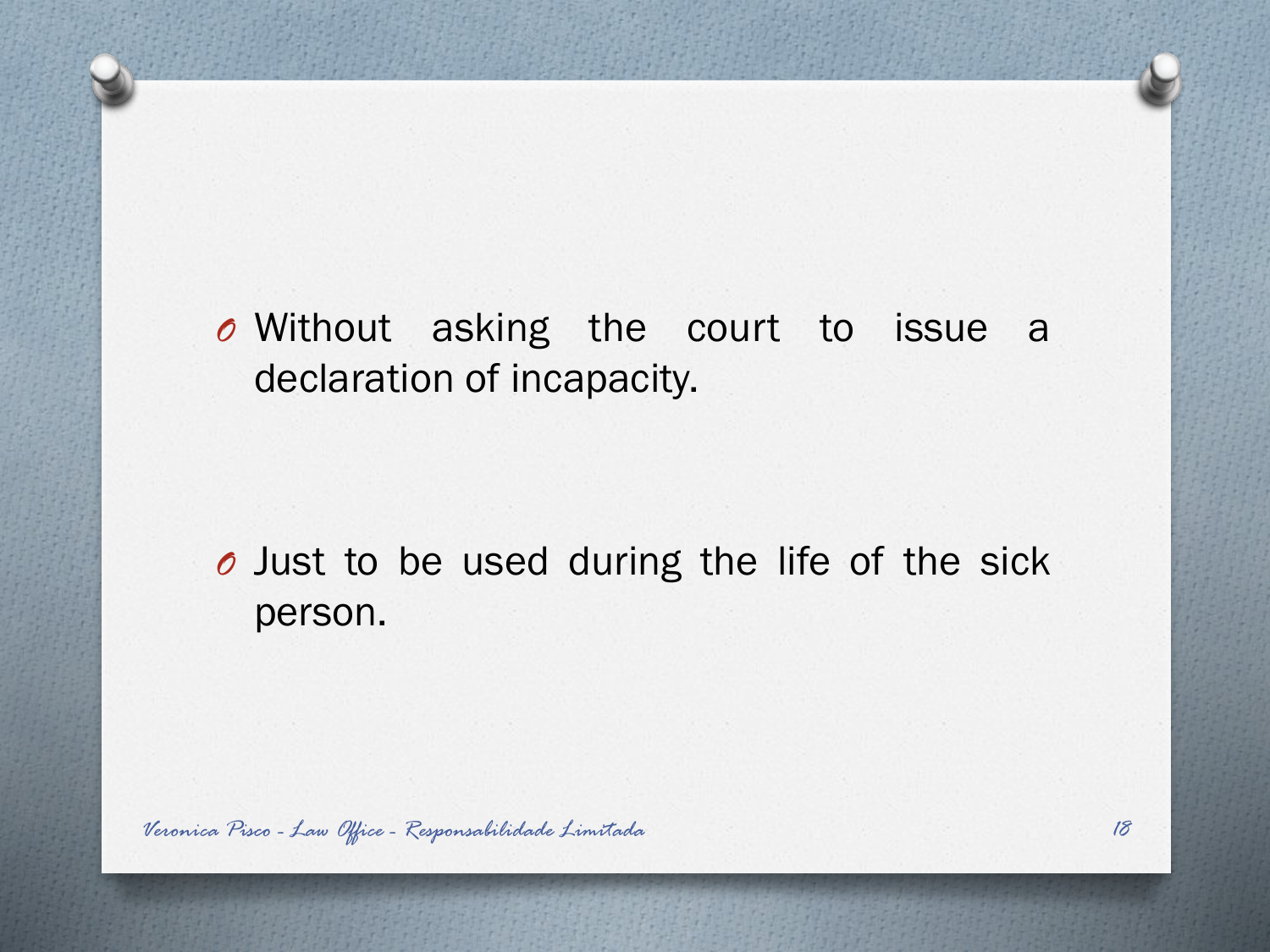- Without asking the court to issue a declaration of incapacity.

- Just to be used during the life of the sick person.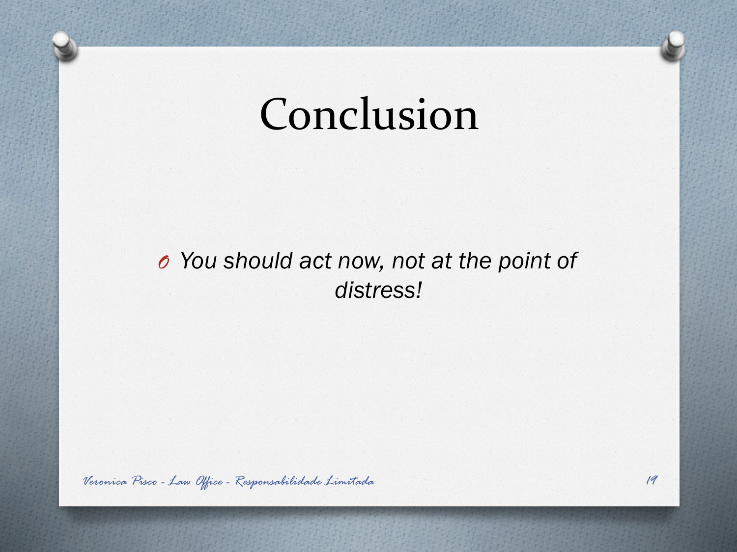# Conclusion

- *You should act now, not at the point of distress!*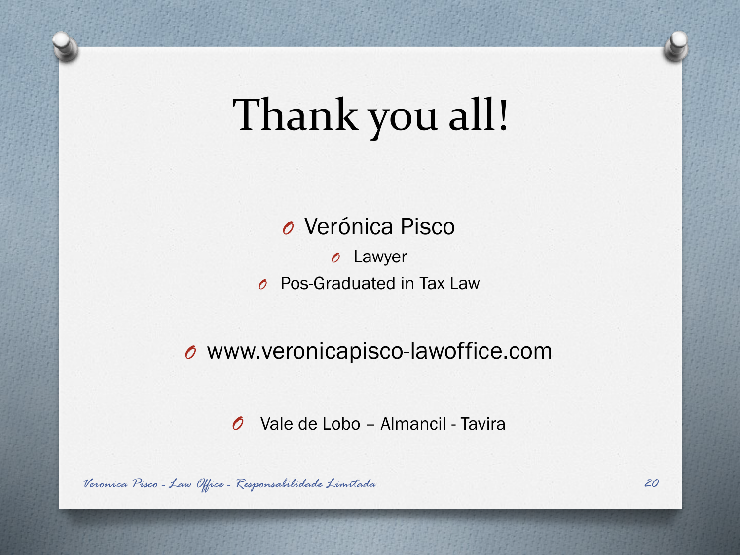# Thank you all!

- Verónica Pisco
  - Lawyer
  - Pos-Graduated in Tax Law

- www.veronicapisco-lawoffice.com

- Vale de Lobo – Almancil - Tavira